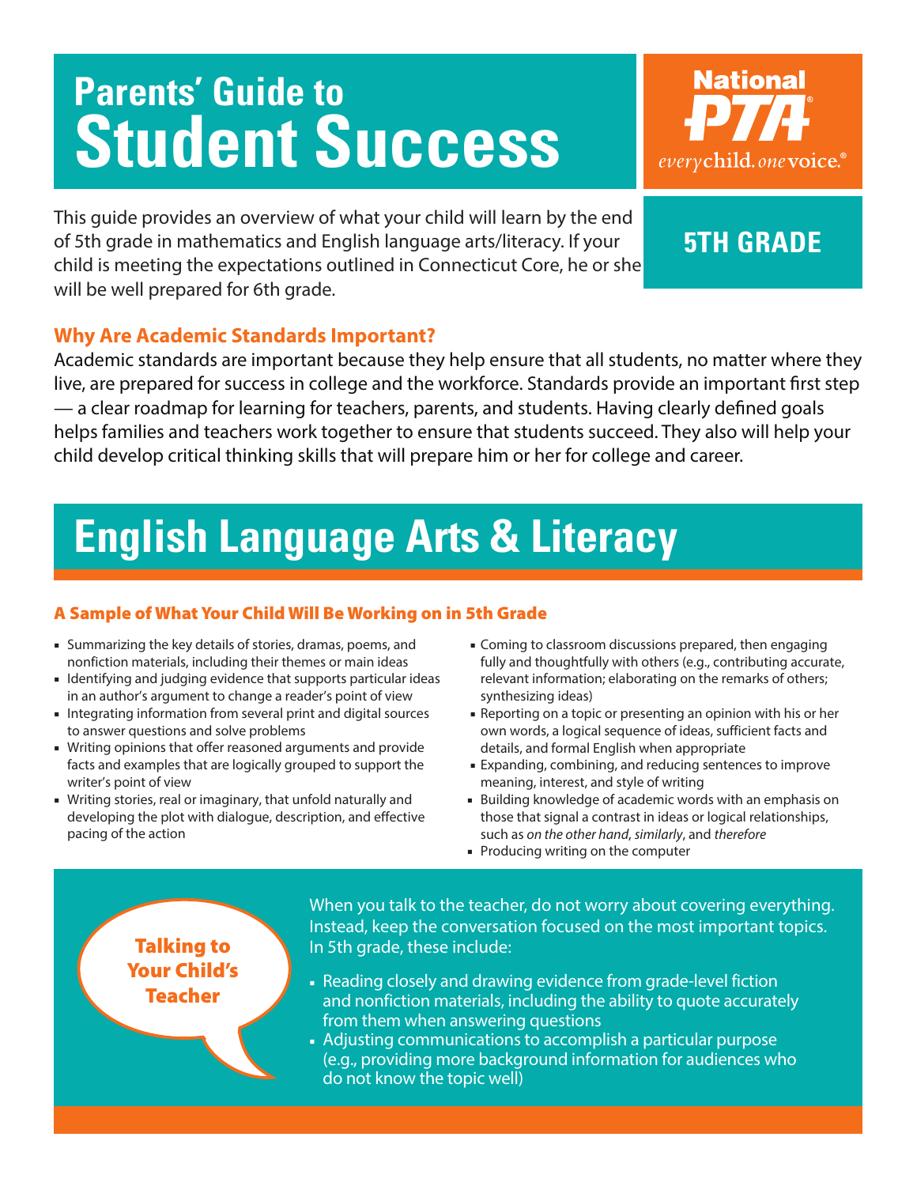# Parents' Guide to Student Success

**National PTA** *every child. one voice.*

**5TH GRADE**

This guide provides an overview of what your child will learn by the end of 5th grade in mathematics and English language arts/literacy. If your child is meeting the expectations outlined in Connecticut Core, he or she will be well prepared for 6th grade.

### Why Are Academic Standards Important?

Academic standards are important because they help ensure that all students, no matter where they live, are prepared for success in college and the workforce. Standards provide an important first step — a clear roadmap for learning for teachers, parents, and students. Having clearly defined goals helps families and teachers work together to ensure that students succeed. They also will help your child develop critical thinking skills that will prepare him or her for college and career.

## English Language Arts & Literacy

### A Sample of What Your Child Will Be Working on in 5th Grade

- Summarizing the key details of stories, dramas, poems, and nonfiction materials, including their themes or main ideas
- Identifying and judging evidence that supports particular ideas in an author's argument to change a reader's point of view
- Integrating information from several print and digital sources to answer questions and solve problems
- Writing opinions that offer reasoned arguments and provide facts and examples that are logically grouped to support the writer's point of view
- Writing stories, real or imaginary, that unfold naturally and developing the plot with dialogue, description, and effective pacing of the action
- Coming to classroom discussions prepared, then engaging fully and thoughtfully with others (e.g., contributing accurate, relevant information; elaborating on the remarks of others; synthesizing ideas)
- Reporting on a topic or presenting an opinion with his or her own words, a logical sequence of ideas, sufficient facts and details, and formal English when appropriate
- Expanding, combining, and reducing sentences to improve meaning, interest, and style of writing
- Building knowledge of academic words with an emphasis on those that signal a contrast in ideas or logical relationships, such as *on the other hand*, *similarly*, and *therefore*
- Producing writing on the computer

### Talking to Your Child's Teacher

When you talk to the teacher, do not worry about covering everything. Instead, keep the conversation focused on the most important topics. In 5th grade, these include:

- Reading closely and drawing evidence from grade-level fiction and nonfiction materials, including the ability to quote accurately from them when answering questions
- Adjusting communications to accomplish a particular purpose (e.g., providing more background information for audiences who do not know the topic well)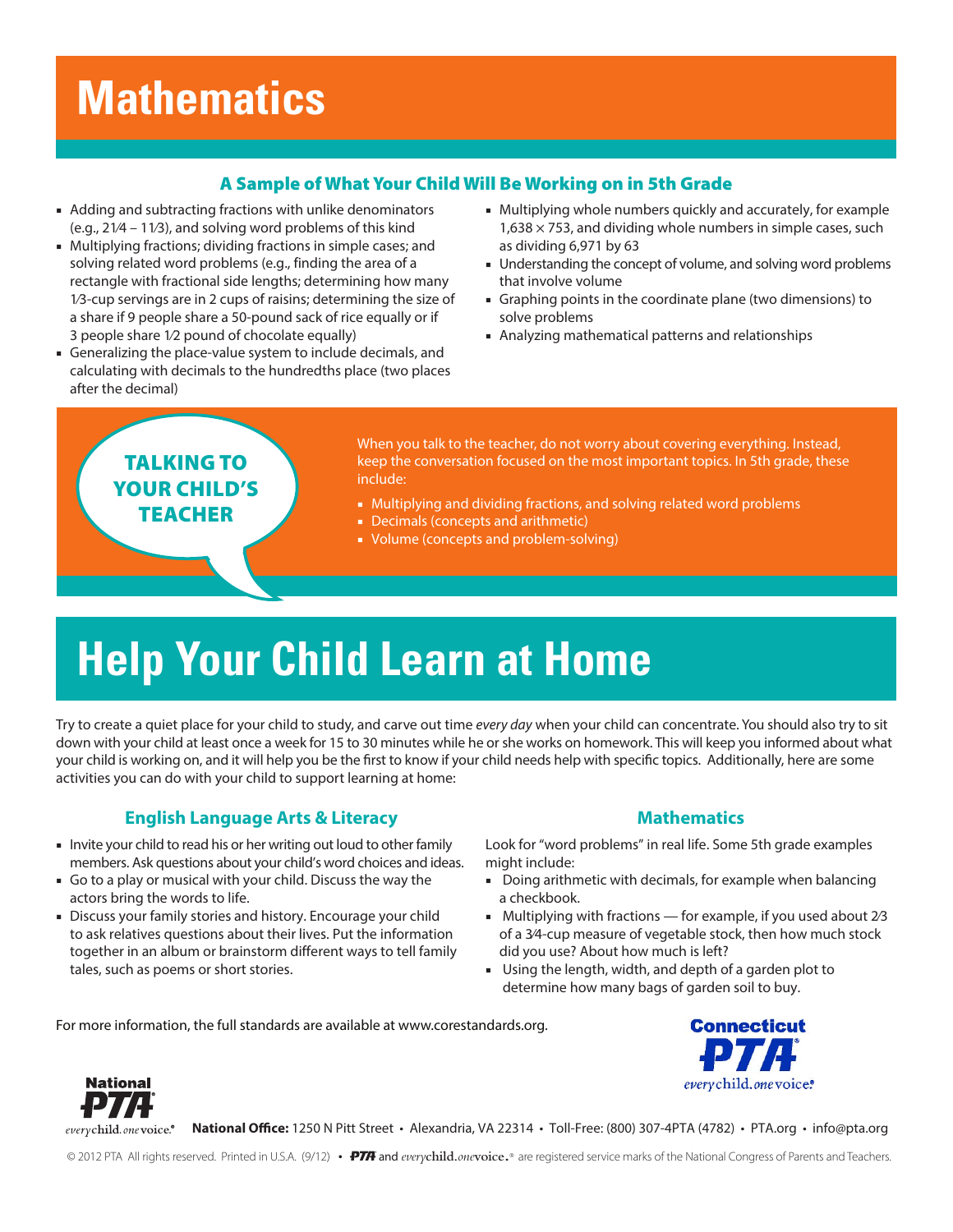# Mathematics

## A Sample of What Your Child Will Be Working on in 5th Grade

- Adding and subtracting fractions with unlike denominators (e.g., 2 1⁄4 – 1 1⁄3), and solving word problems of this kind
- Multiplying fractions; dividing fractions in simple cases; and solving related word problems (e.g., finding the area of a rectangle with fractional side lengths; determining how many 1⁄3-cup servings are in 2 cups of raisins; determining the size of a share if 9 people share a 50-pound sack of rice equally or if 3 people share 1⁄2 pound of chocolate equally)
- Generalizing the place-value system to include decimals, and calculating with decimals to the hundredths place (two places after the decimal)
- Multiplying whole numbers quickly and accurately, for example 1,638 × 753, and dividing whole numbers in simple cases, such as dividing 6,971 by 63
- Understanding the concept of volume, and solving word problems that involve volume
- Graphing points in the coordinate plane (two dimensions) to solve problems
- Analyzing mathematical patterns and relationships

### TALKING TO YOUR CHILD'S TEACHER

When you talk to the teacher, do not worry about covering everything. Instead, keep the conversation focused on the most important topics. In 5th grade, these include:

- Multiplying and dividing fractions, and solving related word problems
- Decimals (concepts and arithmetic)
- Volume (concepts and problem-solving)

# Help Your Child Learn at Home

Try to create a quiet place for your child to study, and carve out time *every day* when your child can concentrate. You should also try to sit down with your child at least once a week for 15 to 30 minutes while he or she works on homework. This will keep you informed about what your child is working on, and it will help you be the first to know if your child needs help with specific topics. Additionally, here are some activities you can do with your child to support learning at home:

## English Language Arts & Literacy

- Invite your child to read his or her writing out loud to other family members. Ask questions about your child's word choices and ideas.
- Go to a play or musical with your child. Discuss the way the actors bring the words to life.
- Discuss your family stories and history. Encourage your child to ask relatives questions about their lives. Put the information together in an album or brainstorm different ways to tell family tales, such as poems or short stories.

## Mathematics

Look for "word problems" in real life. Some 5th grade examples might include:

- Doing arithmetic with decimals, for example when balancing a checkbook.
- Multiplying with fractions — for example, if you used about 2⁄3 of a 3⁄4-cup measure of vegetable stock, then how much stock did you use? About how much is left?
- Using the length, width, and depth of a garden plot to determine how many bags of garden soil to buy.

For more information, the full standards are available at www.corestandards.org.

Connecticut PTA *every*child.*one*voice.®

National PTA *every*child.*one*voice.®

**National Office:** 1250 N Pitt Street • Alexandria, VA 22314 • Toll-Free: (800) 307-4PTA (4782) • PTA.org • info@pta.org

© 2012 PTA All rights reserved. Printed in U.S.A. (9/12) • PTA and *every*child.*one*voice.® are registered service marks of the National Congress of Parents and Teachers.